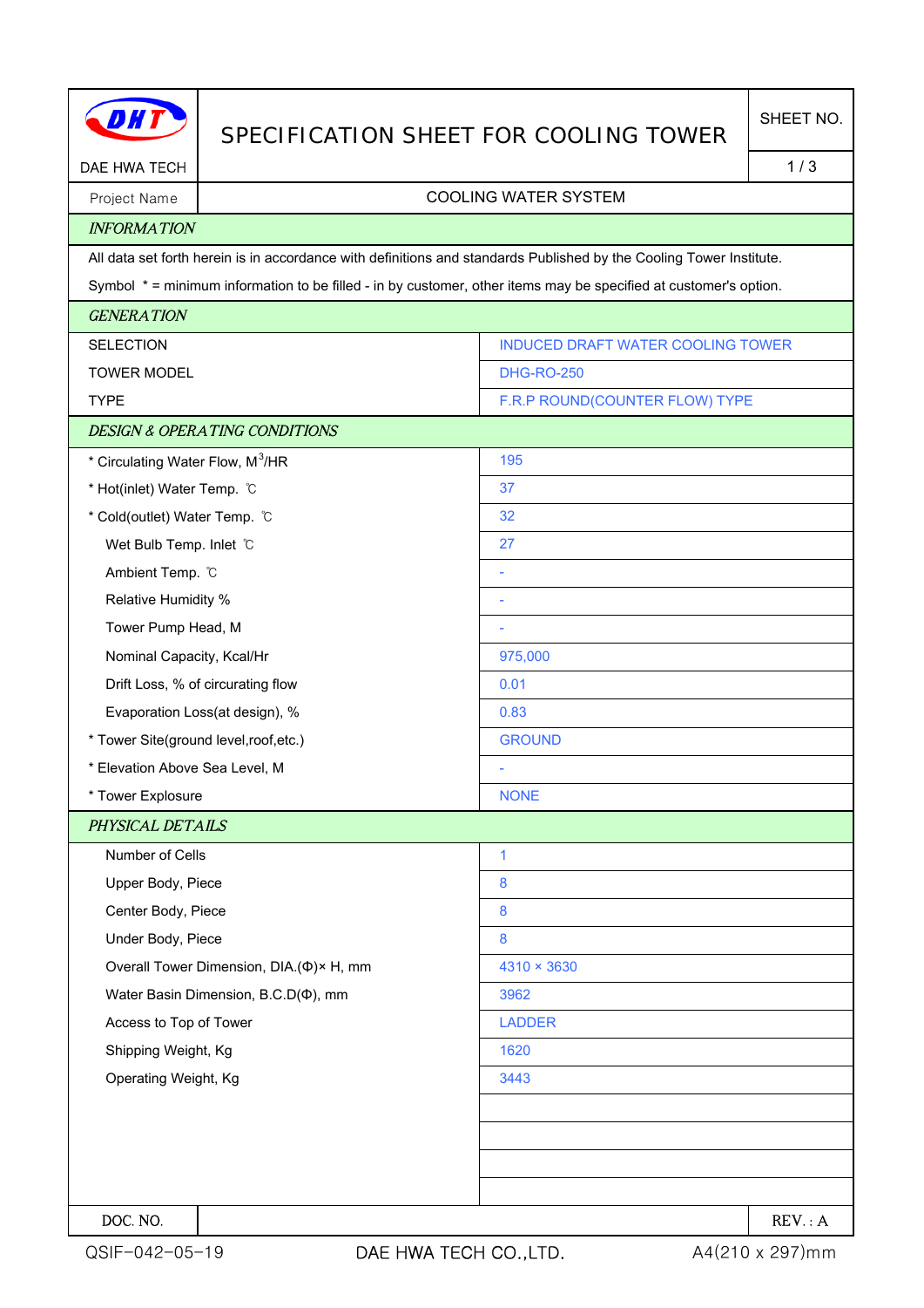DAE HWA TECH

# SPECIFICATION SHEET FOR COOLING TOWER

SHEET NO. 1 / 3

| Project Name | COOLING WATER SYSTEM |
|---|---|

## *INFORMATION*

All data set forth herein is in accordance with definitions and standards Published by the Cooling Tower Institute.

Symbol * = minimum information to be filled - in by customer, other items may be specified at customer's option.

## *GENERATION*

| | |
|---|---|
| SELECTION | INDUCED DRAFT WATER COOLING TOWER |
| TOWER MODEL | DHG-RO-250 |
| TYPE | F.R.P ROUND(COUNTER FLOW) TYPE |

## *DESIGN & OPERATING CONDITIONS*

| | |
|---|---|
| * Circulating Water Flow, $M^3$/HR | 195 |
| * Hot(inlet) Water Temp. ℃ | 37 |
| * Cold(outlet) Water Temp. ℃ | 32 |
| Wet Bulb Temp. Inlet ℃ | 27 |
| Ambient Temp. ℃ | - |
| Relative Humidity % | - |
| Tower Pump Head, M | - |
| Nominal Capacity, Kcal/Hr | 975,000 |
| Drift Loss, % of circurating flow | 0.01 |
| Evaporation Loss(at design), % | 0.83 |
| * Tower Site(ground level,roof,etc.) | GROUND |
| * Elevation Above Sea Level, M | - |
| * Tower Explosure | NONE |

## *PHYSICAL DETAILS*

| | |
|---|---|
| Number of Cells | 1 |
| Upper Body, Piece | 8 |
| Center Body, Piece | 8 |
| Under Body, Piece | 8 |
| Overall Tower Dimension, DIA.(Φ)× H, mm | 4310 × 3630 |
| Water Basin Dimension, B.C.D(Φ), mm | 3962 |
| Access to Top of Tower | LADDER |
| Shipping Weight, Kg | 1620 |
| Operating Weight, Kg | 3443 |

| DOC. NO. | | REV. : A |
|---|---|---|

QSIF-042-05-19 DAE HWA TECH CO.,LTD. A4(210 x 297)mm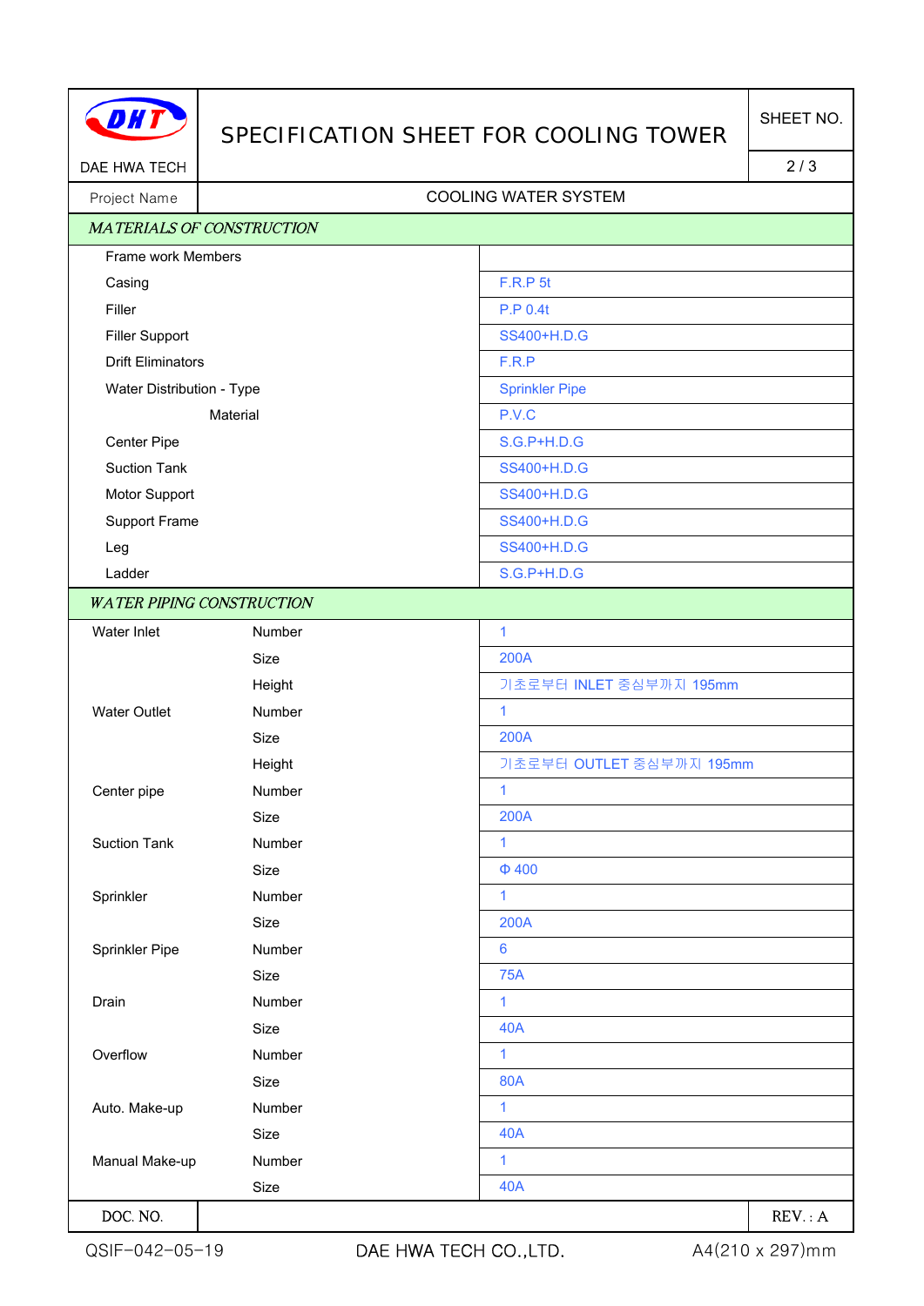# SPECIFICATION SHEET FOR COOLING TOWER

DAE HWA TECH

| | |
|---|---|
| Project Name | COOLING WATER SYSTEM |

## *MATERIALS OF CONSTRUCTION*

| Item | Specification |
|---|---|
| Frame work Members | |
| Casing | F.R.P 5t |
| Filler | P.P 0.4t |
| Filler Support | SS400+H.D.G |
| Drift Eliminators | F.R.P |
| Water Distribution - Type | Sprinkler Pipe |
| Material | P.V.C |
| Center Pipe | S.G.P+H.D.G |
| Suction Tank | SS400+H.D.G |
| Motor Support | SS400+H.D.G |
| Support Frame | SS400+H.D.G |
| Leg | SS400+H.D.G |
| Ladder | S.G.P+H.D.G |

## *WATER PIPING CONSTRUCTION*

| Item | Parameter | Specification |
|---|---|---|
| Water Inlet | Number | 1 |
| | Size | 200A |
| | Height | 기초로부터 INLET 중심부까지 195mm |
| Water Outlet | Number | 1 |
| | Size | 200A |
| | Height | 기초로부터 OUTLET 중심부까지 195mm |
| Center pipe | Number | 1 |
| | Size | 200A |
| Suction Tank | Number | 1 |
| | Size | Φ 400 |
| Sprinkler | Number | 1 |
| | Size | 200A |
| Sprinkler Pipe | Number | 6 |
| | Size | 75A |
| Drain | Number | 1 |
| | Size | 40A |
| Overflow | Number | 1 |
| | Size | 80A |
| Auto. Make-up | Number | 1 |
| | Size | 40A |
| Manual Make-up | Number | 1 |
| | Size | 40A |

DOC. NO. | REV. : A

QSIF-042-05-19 DAE HWA TECH CO.,LTD. A4(210 x 297)mm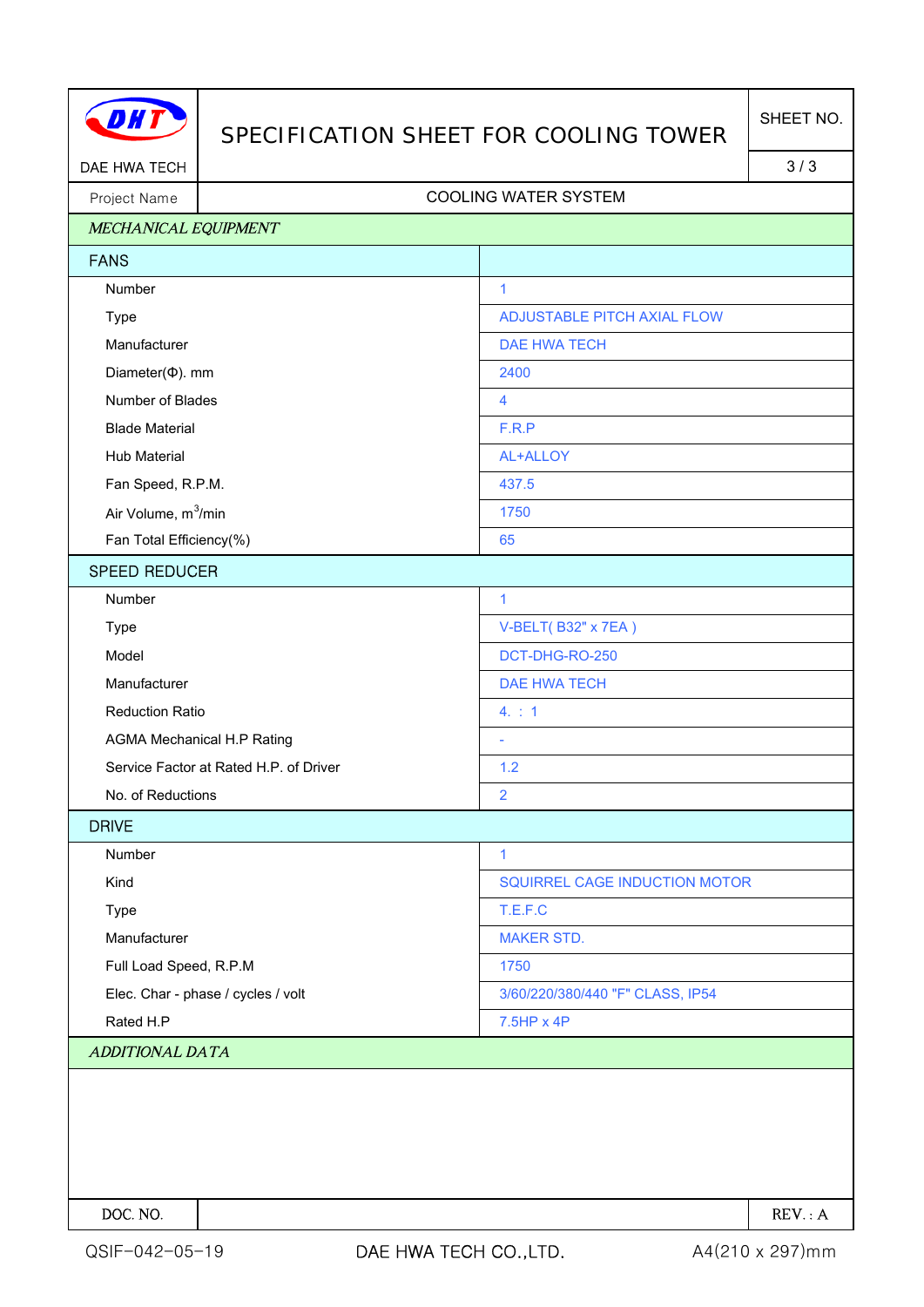DAE HWA TECH

# SPECIFICATION SHEET FOR COOLING TOWER

SHEET NO.

| | |
|---|---|
| Project Name | COOLING WATER SYSTEM |

## *MECHANICAL EQUIPMENT*

| | |
|---|---|
| **FANS** | |
| Number | 1 |
| Type | ADJUSTABLE PITCH AXIAL FLOW |
| Manufacturer | DAE HWA TECH |
| Diameter(Φ). mm | 2400 |
| Number of Blades | 4 |
| Blade Material | F.R.P |
| Hub Material | AL+ALLOY |
| Fan Speed, R.P.M. | 437.5 |
| Air Volume, $m^3$/min | 1750 |
| Fan Total Efficiency(%) | 65 |
| **SPEED REDUCER** | |
| Number | 1 |
| Type | V-BELT( B32" x 7EA ) |
| Model | DCT-DHG-RO-250 |
| Manufacturer | DAE HWA TECH |
| Reduction Ratio | 4. : 1 |
| AGMA Mechanical H.P Rating | - |
| Service Factor at Rated H.P. of Driver | 1.2 |
| No. of Reductions | 2 |
| **DRIVE** | |
| Number | 1 |
| Kind | SQUIRREL CAGE INDUCTION MOTOR |
| Type | T.E.F.C |
| Manufacturer | MAKER STD. |
| Full Load Speed, R.P.M | 1750 |
| Elec. Char - phase / cycles / volt | 3/60/220/380/440 "F" CLASS, IP54 |
| Rated H.P | 7.5HP x 4P |

## *ADDITIONAL DATA*

| | | |
|---|---|---|
| DOC. NO. | | REV. : A |

QSIF-042-05-19　　DAE HWA TECH CO.,LTD.　　A4(210 x 297)mm